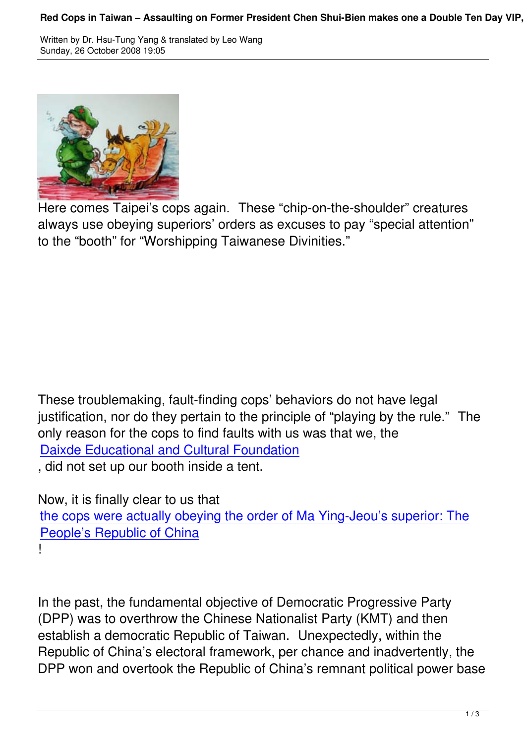Here comes Taipei's cops again.  These "chip-on-the-shoulder" creatures always use obeying superiors' orders as excuses to pay "special attention" to the "booth" for "Worshipping Taiwanese Divinities."

These troublemaking, fault-finding cops' behaviors do not have legal justification, nor do they pertain to the principle of "playing by the rule."  The only reason for the cops to find faults with us was that we, the Daixde Educational and Cultural Foundation, did not set up our booth inside a tent.

Now, it is finally clear to us that the cops were actually obeying the order of Ma Ying-Jeou's superior: The People's Republic of China!

In the past, the fundamental objective of Democratic Progressive Party (DPP) was to overthrow the Chinese Nationalist Party (KMT) and then establish a democratic Republic of Taiwan.  Unexpectedly, within the Republic of China's electoral framework, per chance and inadvertently, the DPP won and overtook the Republic of China's remnant political power base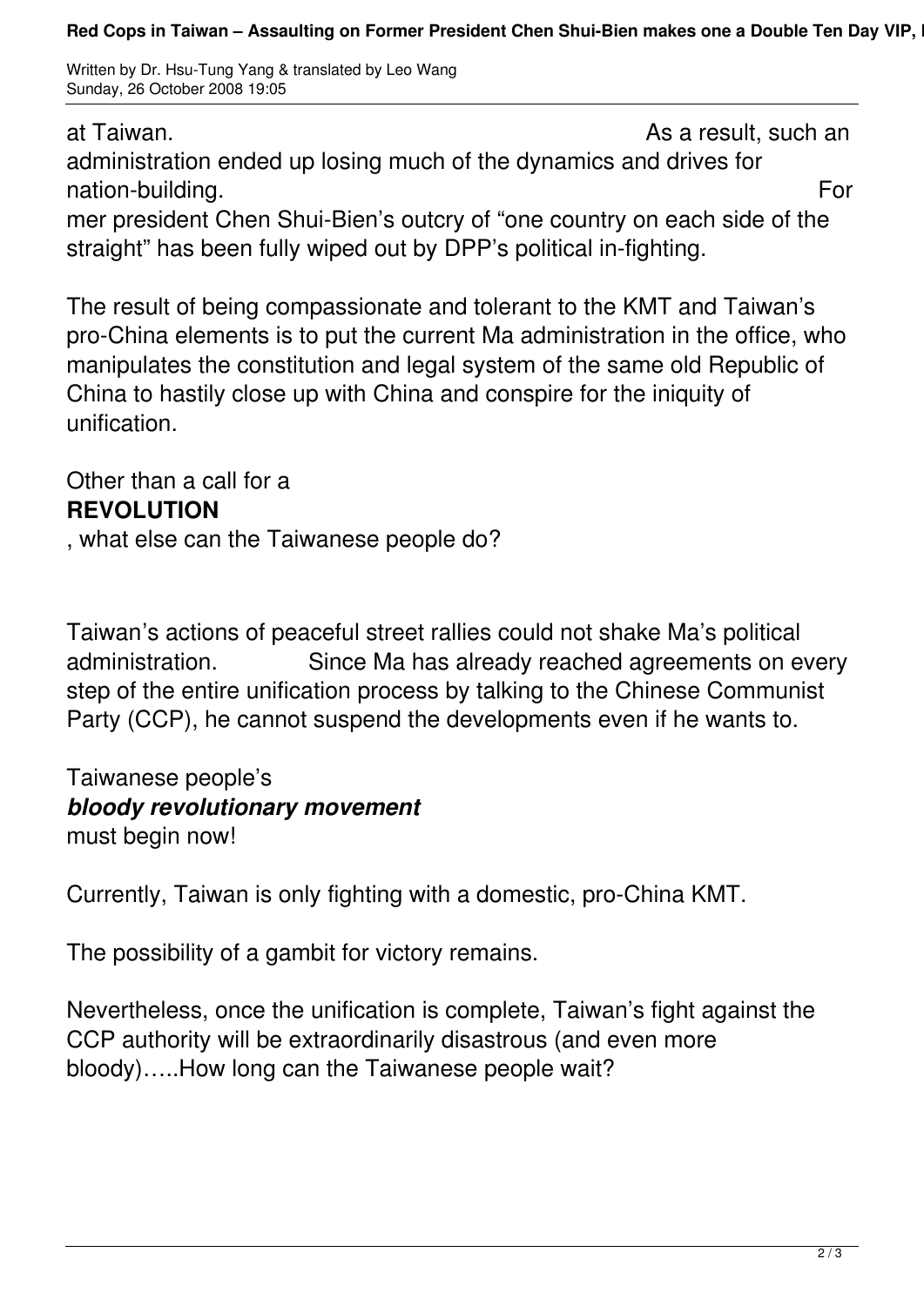at Taiwan. As a result, such an administration ended up losing much of the dynamics and drives for nation-building. Former president Chen Shui-Bien's outcry of "one country on each side of the straight" has been fully wiped out by DPP's political in-fighting.

The result of being compassionate and tolerant to the KMT and Taiwan's pro-China elements is to put the current Ma administration in the office, who manipulates the constitution and legal system of the same old Republic of China to hastily close up with China and conspire for the iniquity of unification.

Other than a call for a **REVOLUTION**, what else can the Taiwanese people do?

Taiwan's actions of peaceful street rallies could not shake Ma's political administration. Since Ma has already reached agreements on every step of the entire unification process by talking to the Chinese Communist Party (CCP), he cannot suspend the developments even if he wants to.

Taiwanese people's ***bloody revolutionary movement*** must begin now!

Currently, Taiwan is only fighting with a domestic, pro-China KMT.

The possibility of a gambit for victory remains.

Nevertheless, once the unification is complete, Taiwan's fight against the CCP authority will be extraordinarily disastrous (and even more bloody)…..How long can the Taiwanese people wait?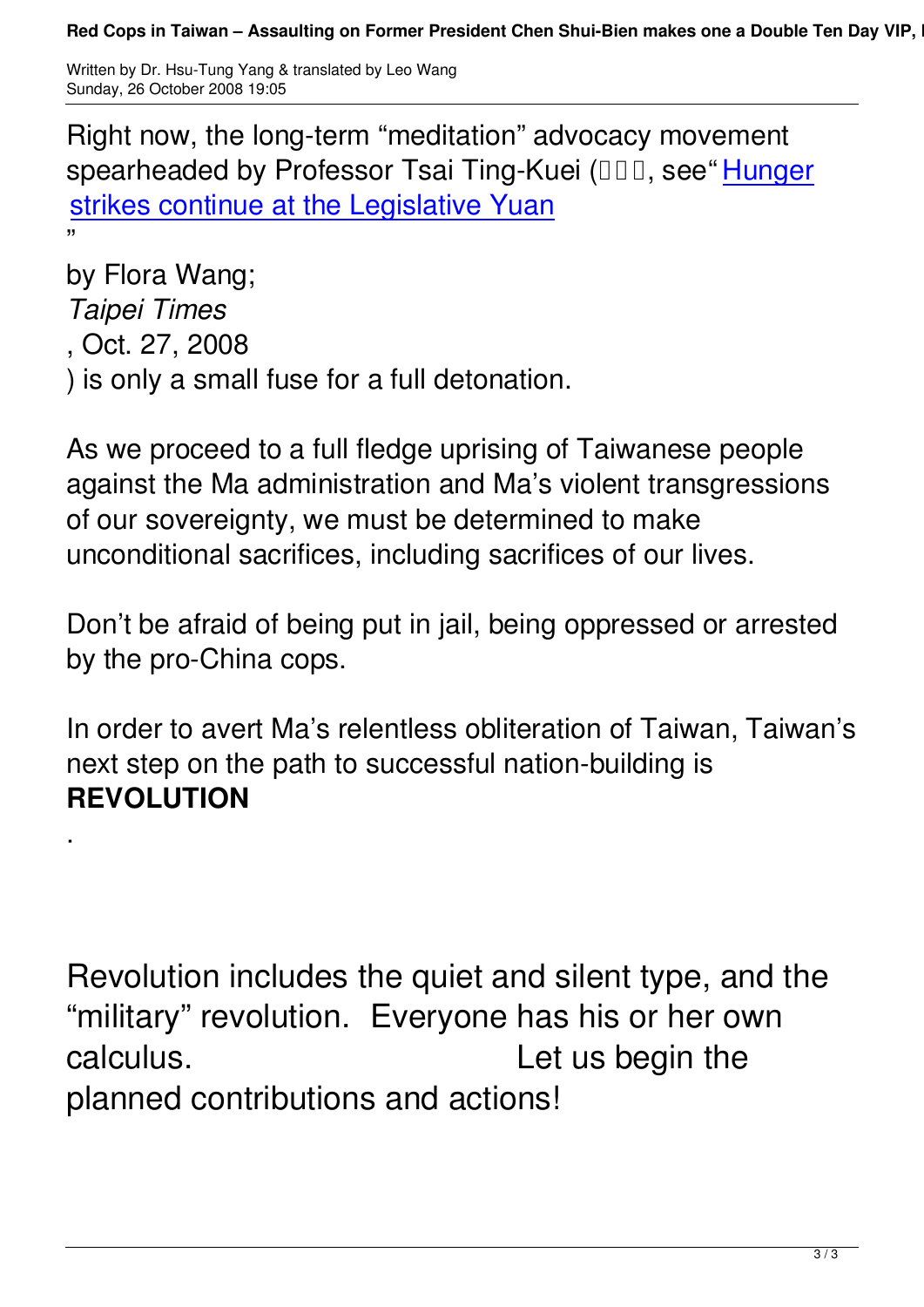Right now, the long-term "meditation" advocacy movement spearheaded by Professor Tsai Ting-Kuei (□□□, see "Hunger strikes continue at the Legislative Yan" by Flora Wang; *Taipei Times*, Oct. 27, 2008) is only a small fuse for a full detonation.

As we proceed to a full fledge uprising of Taiwanese people against the Ma administration and Ma's violent transgressions of our sovereignty, we must be determined to make unconditional sacrifices, including sacrifices of our lives.

Don't be afraid of being put in jail, being oppressed or arrested by the pro-China cops.

In order to avert Ma's relentless obliteration of Taiwan, Taiwan's next step on the path to successful nation-building is **REVOLUTION**.

Revolution includes the quiet and silent type, and the "military" revolution. Everyone has his or her own calculus. Let us begin the planned contributions and actions!